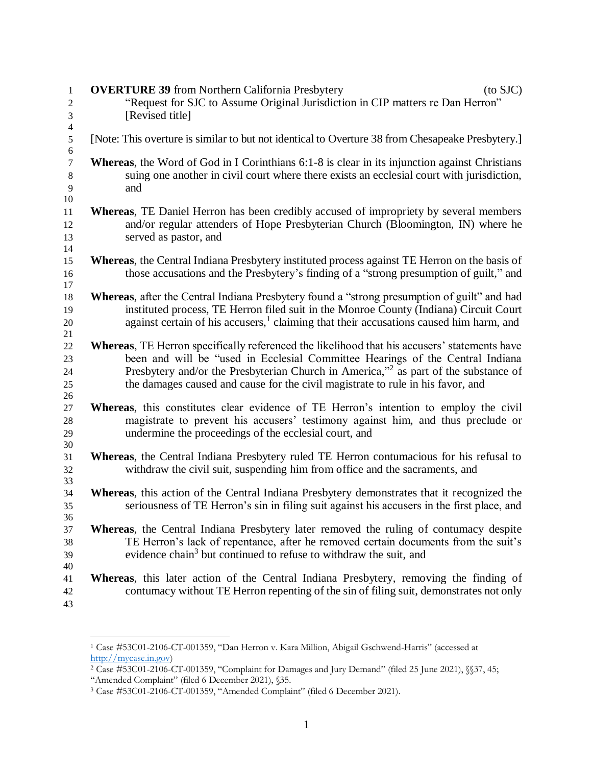**OVERTURE 39** from Northern California Presbytery (to SJC)
"Request for SJC to Assume Original Jurisdiction in CIP matters re Dan Herron" [Revised title]

[Note: This overture is similar to but not identical to Overture 38 from Chesapeake Presbytery.]

**Whereas**, the Word of God in I Corinthians 6:1-8 is clear in its injunction against Christians suing one another in civil court where there exists an ecclesial court with jurisdiction, and

**Whereas**, TE Daniel Herron has been credibly accused of impropriety by several members and/or regular attenders of Hope Presbyterian Church (Bloomington, IN) where he served as pastor, and

**Whereas**, the Central Indiana Presbytery instituted process against TE Herron on the basis of those accusations and the Presbytery's finding of a "strong presumption of guilt," and

**Whereas**, after the Central Indiana Presbytery found a "strong presumption of guilt" and had instituted process, TE Herron filed suit in the Monroe County (Indiana) Circuit Court against certain of his accusers,[1] claiming that their accusations caused him harm, and

**Whereas**, TE Herron specifically referenced the likelihood that his accusers' statements have been and will be "used in Ecclesial Committee Hearings of the Central Indiana Presbytery and/or the Presbyterian Church in America,"[2] as part of the substance of the damages caused and cause for the civil magistrate to rule in his favor, and

**Whereas**, this constitutes clear evidence of TE Herron's intention to employ the civil magistrate to prevent his accusers' testimony against him, and thus preclude or undermine the proceedings of the ecclesial court, and

**Whereas**, the Central Indiana Presbytery ruled TE Herron contumacious for his refusal to withdraw the civil suit, suspending him from office and the sacraments, and

**Whereas**, this action of the Central Indiana Presbytery demonstrates that it recognized the seriousness of TE Herron's sin in filing suit against his accusers in the first place, and

**Whereas**, the Central Indiana Presbytery later removed the ruling of contumacy despite TE Herron's lack of repentance, after he removed certain documents from the suit's evidence chain[3] but continued to refuse to withdraw the suit, and

**Whereas**, this later action of the Central Indiana Presbytery, removing the finding of contumacy without TE Herron repenting of the sin of filing suit, demonstrates not only

---

[1] Case #53C01-2106-CT-001359, "Dan Herron v. Kara Million, Abigail Gschwend-Harris" (accessed at http://mycase.in.gov)

[2] Case #53C01-2106-CT-001359, "Complaint for Damages and Jury Demand" (filed 25 June 2021), §§37, 45; "Amended Complaint" (filed 6 December 2021), §35.

[3] Case #53C01-2106-CT-001359, "Amended Complaint" (filed 6 December 2021).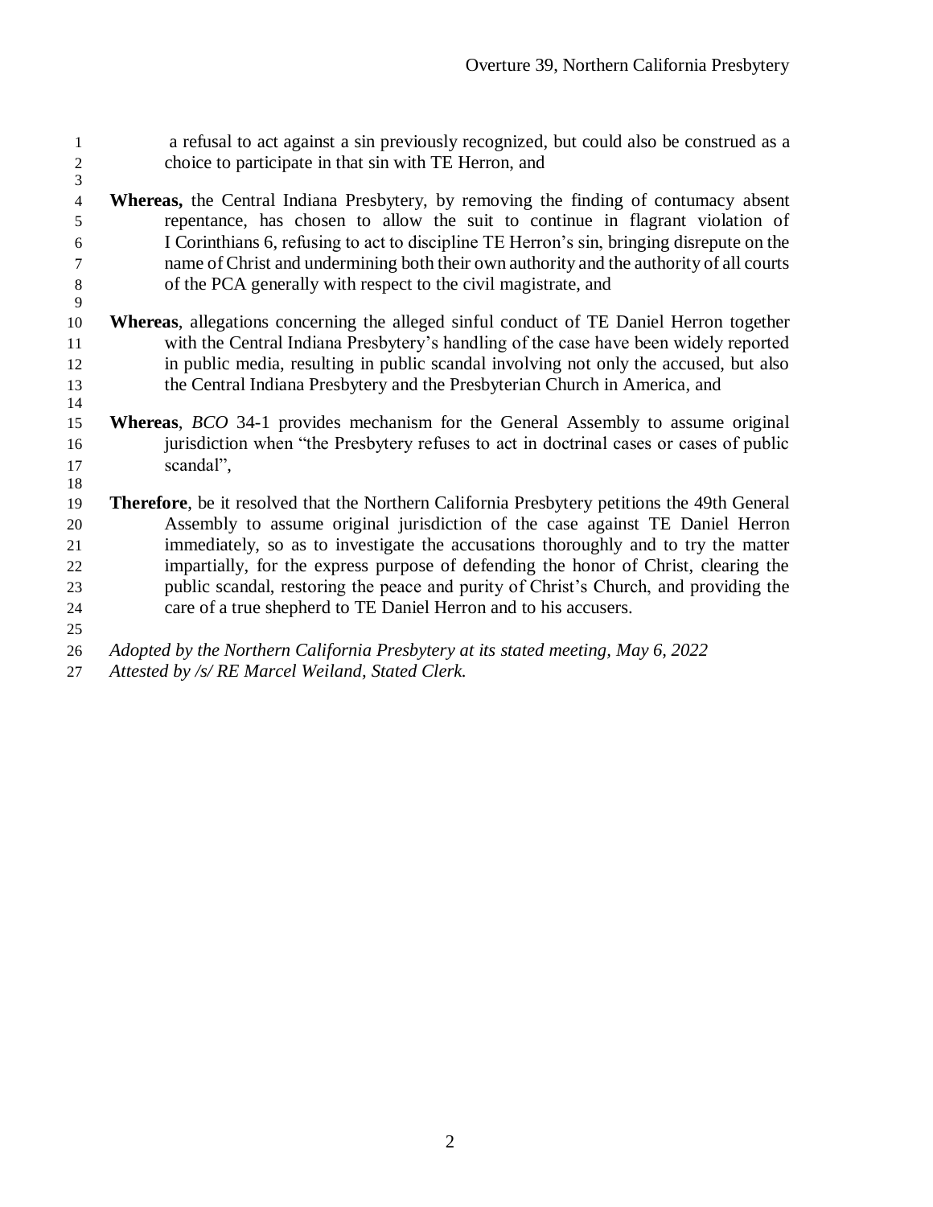a refusal to act against a sin previously recognized, but could also be construed as a choice to participate in that sin with TE Herron, and

**Whereas,** the Central Indiana Presbytery, by removing the finding of contumacy absent repentance, has chosen to allow the suit to continue in flagrant violation of I Corinthians 6, refusing to act to discipline TE Herron's sin, bringing disrepute on the name of Christ and undermining both their own authority and the authority of all courts of the PCA generally with respect to the civil magistrate, and

**Whereas**, allegations concerning the alleged sinful conduct of TE Daniel Herron together with the Central Indiana Presbytery's handling of the case have been widely reported in public media, resulting in public scandal involving not only the accused, but also the Central Indiana Presbytery and the Presbyterian Church in America, and

**Whereas**, *BCO* 34-1 provides mechanism for the General Assembly to assume original jurisdiction when "the Presbytery refuses to act in doctrinal cases or cases of public scandal",

**Therefore**, be it resolved that the Northern California Presbytery petitions the 49th General Assembly to assume original jurisdiction of the case against TE Daniel Herron immediately, so as to investigate the accusations thoroughly and to try the matter impartially, for the express purpose of defending the honor of Christ, clearing the public scandal, restoring the peace and purity of Christ's Church, and providing the care of a true shepherd to TE Daniel Herron and to his accusers.

*Adopted by the Northern California Presbytery at its stated meeting, May 6, 2022*
*Attested by /s/ RE Marcel Weiland, Stated Clerk.*